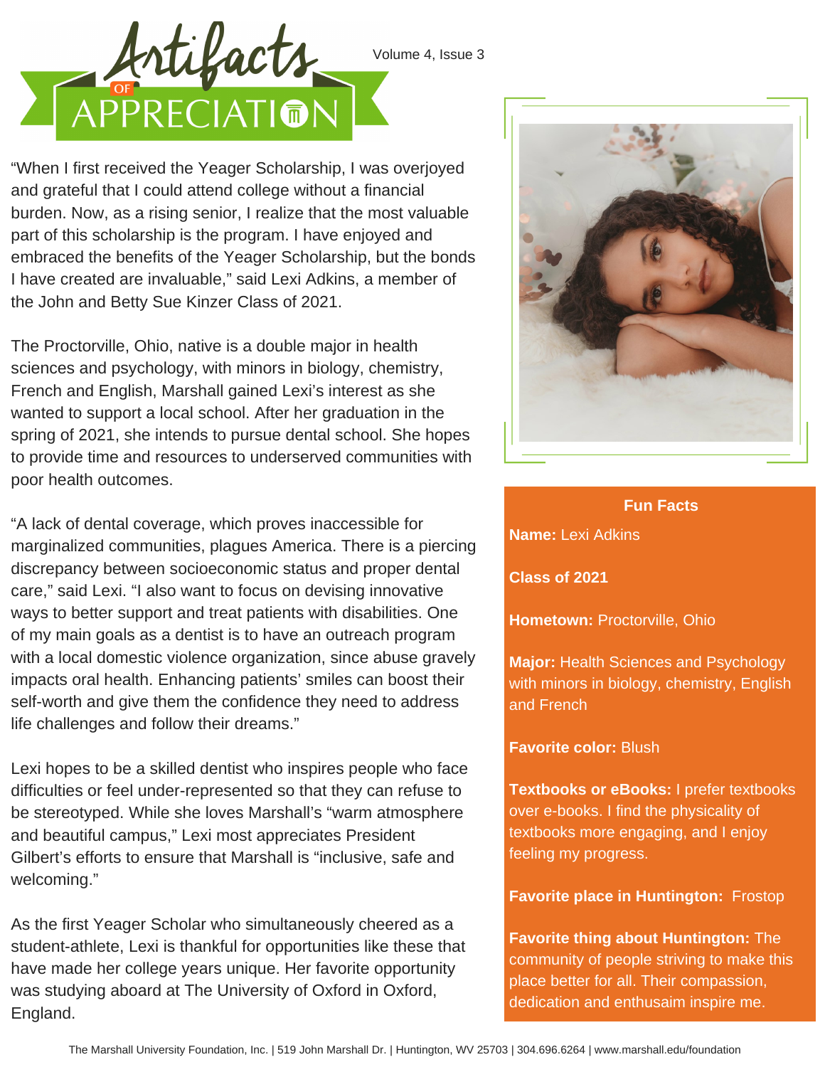# Artifacts of Appreciation

Volume 4, Issue 3

"When I first received the Yeager Scholarship, I was overjoyed and grateful that I could attend college without a financial burden. Now, as a rising senior, I realize that the most valuable part of this scholarship is the program. I have enjoyed and embraced the benefits of the Yeager Scholarship, but the bonds I have created are invaluable," said Lexi Adkins, a member of the John and Betty Sue Kinzer Class of 2021.

The Proctorville, Ohio, native is a double major in health sciences and psychology, with minors in biology, chemistry, French and English, Marshall gained Lexi's interest as she wanted to support a local school. After her graduation in the spring of 2021, she intends to pursue dental school. She hopes to provide time and resources to underserved communities with poor health outcomes.

"A lack of dental coverage, which proves inaccessible for marginalized communities, plagues America. There is a piercing discrepancy between socioeconomic status and proper dental care," said Lexi. "I also want to focus on devising innovative ways to better support and treat patients with disabilities. One of my main goals as a dentist is to have an outreach program with a local domestic violence organization, since abuse gravely impacts oral health. Enhancing patients' smiles can boost their self-worth and give them the confidence they need to address life challenges and follow their dreams."

Lexi hopes to be a skilled dentist who inspires people who face difficulties or feel under-represented so that they can refuse to be stereotyped. While she loves Marshall's "warm atmosphere and beautiful campus," Lexi most appreciates President Gilbert's efforts to ensure that Marshall is "inclusive, safe and welcoming."

As the first Yeager Scholar who simultaneously cheered as a student-athlete, Lexi is thankful for opportunities like these that have made her college years unique. Her favorite opportunity was studying aboard at The University of Oxford in Oxford, England.

### Fun Facts

**Name:** Lexi Adkins

**Class of 2021**

**Hometown:** Proctorville, Ohio

**Major:** Health Sciences and Psychology with minors in biology, chemistry, English and French

**Favorite color:** Blush

**Textbooks or eBooks:** I prefer textbooks over e-books. I find the physicality of textbooks more engaging, and I enjoy feeling my progress.

**Favorite place in Huntington:** Frostop

**Favorite thing about Huntington:** The community of people striving to make this place better for all. Their compassion, dedication and enthusaim inspire me.

The Marshall University Foundation, Inc. | 519 John Marshall Dr. | Huntington, WV 25703 | 304.696.6264 | www.marshall.edu/foundation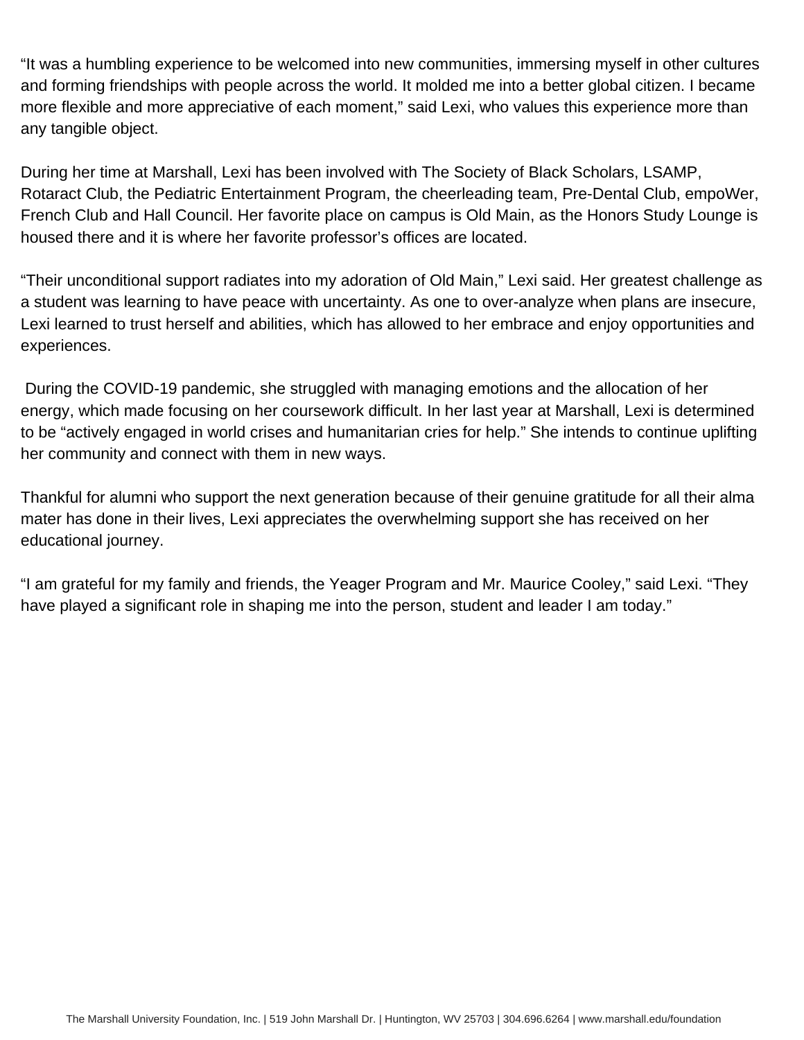"It was a humbling experience to be welcomed into new communities, immersing myself in other cultures and forming friendships with people across the world. It molded me into a better global citizen. I became more flexible and more appreciative of each moment," said Lexi, who values this experience more than any tangible object.

During her time at Marshall, Lexi has been involved with The Society of Black Scholars, LSAMP, Rotaract Club, the Pediatric Entertainment Program, the cheerleading team, Pre-Dental Club, empoWer, French Club and Hall Council. Her favorite place on campus is Old Main, as the Honors Study Lounge is housed there and it is where her favorite professor's offices are located.

"Their unconditional support radiates into my adoration of Old Main," Lexi said. Her greatest challenge as a student was learning to have peace with uncertainty. As one to over-analyze when plans are insecure, Lexi learned to trust herself and abilities, which has allowed to her embrace and enjoy opportunities and experiences.

During the COVID-19 pandemic, she struggled with managing emotions and the allocation of her energy, which made focusing on her coursework difficult. In her last year at Marshall, Lexi is determined to be "actively engaged in world crises and humanitarian cries for help." She intends to continue uplifting her community and connect with them in new ways.

Thankful for alumni who support the next generation because of their genuine gratitude for all their alma mater has done in their lives, Lexi appreciates the overwhelming support she has received on her educational journey.

"I am grateful for my family and friends, the Yeager Program and Mr. Maurice Cooley," said Lexi. "They have played a significant role in shaping me into the person, student and leader I am today."